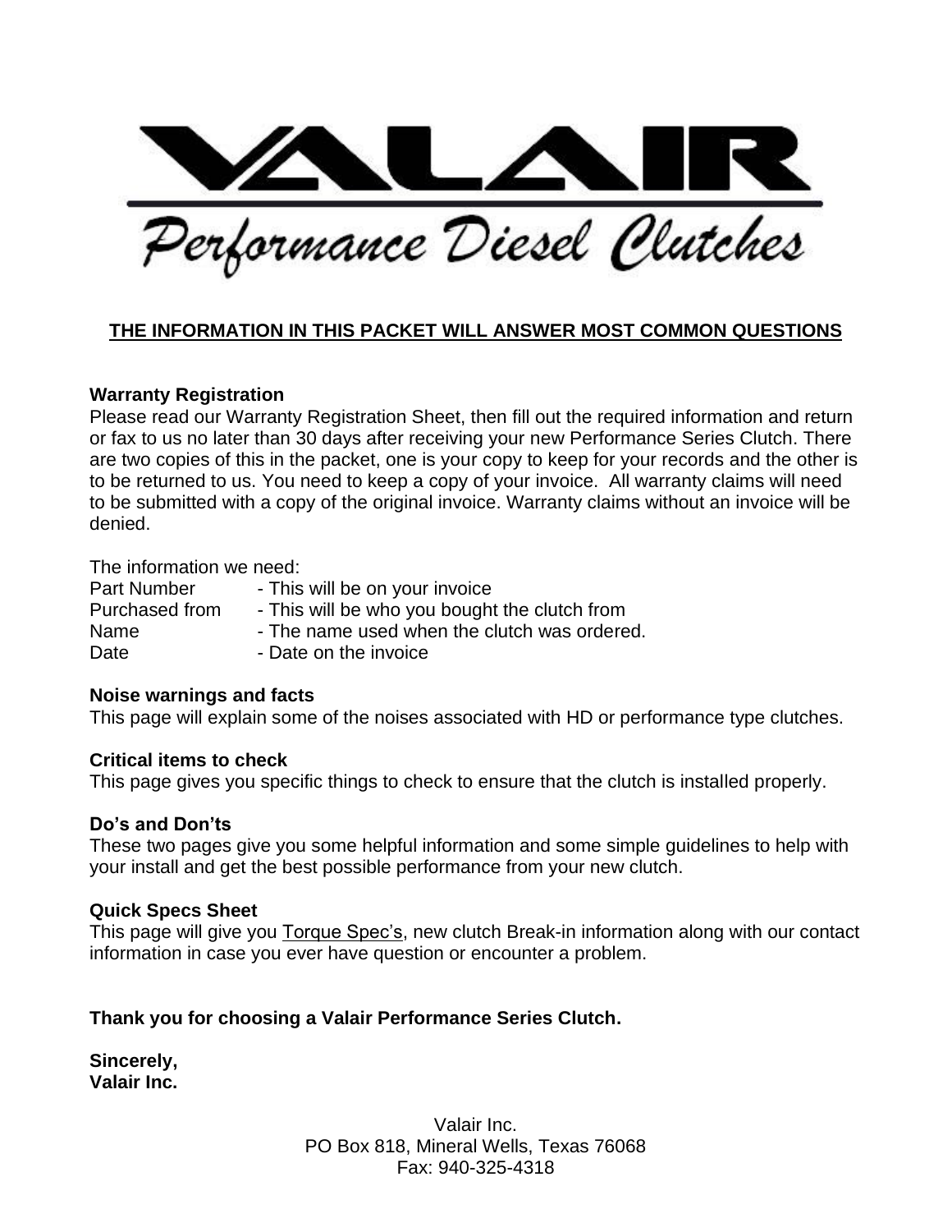# VALAIR

*Performance Diesel Clutches*

**<u>THE INFORMATION IN THIS PACKET WILL ANSWER MOST COMMON QUESTIONS</u>**

**Warranty Registration**

Please read our Warranty Registration Sheet, then fill out the required information and return or fax to us no later than 30 days after receiving your new Performance Series Clutch. There are two copies of this in the packet, one is your copy to keep for your records and the other is to be returned to us. You need to keep a copy of your invoice. All warranty claims will need to be submitted with a copy of the original invoice. Warranty claims without an invoice will be denied.

The information we need:

| | |
|---|---|
| Part Number | - This will be on your invoice |
| Purchased from | - This will be who you bought the clutch from |
| Name | - The name used when the clutch was ordered. |
| Date | - Date on the invoice |

**Noise warnings and facts**

This page will explain some of the noises associated with HD or performance type clutches.

**Critical items to check**

This page gives you specific things to check to ensure that the clutch is installed properly.

**Do's and Don'ts**

These two pages give you some helpful information and some simple guidelines to help with your install and get the best possible performance from your new clutch.

**Quick Specs Sheet**

This page will give you <u>Torque Spec's</u>, new clutch Break-in information along with our contact information in case you ever have question or encounter a problem.

**Thank you for choosing a Valair Performance Series Clutch.**

**Sincerely,**
**Valair Inc.**

Valair Inc.
PO Box 818, Mineral Wells, Texas 76068
Fax: 940-325-4318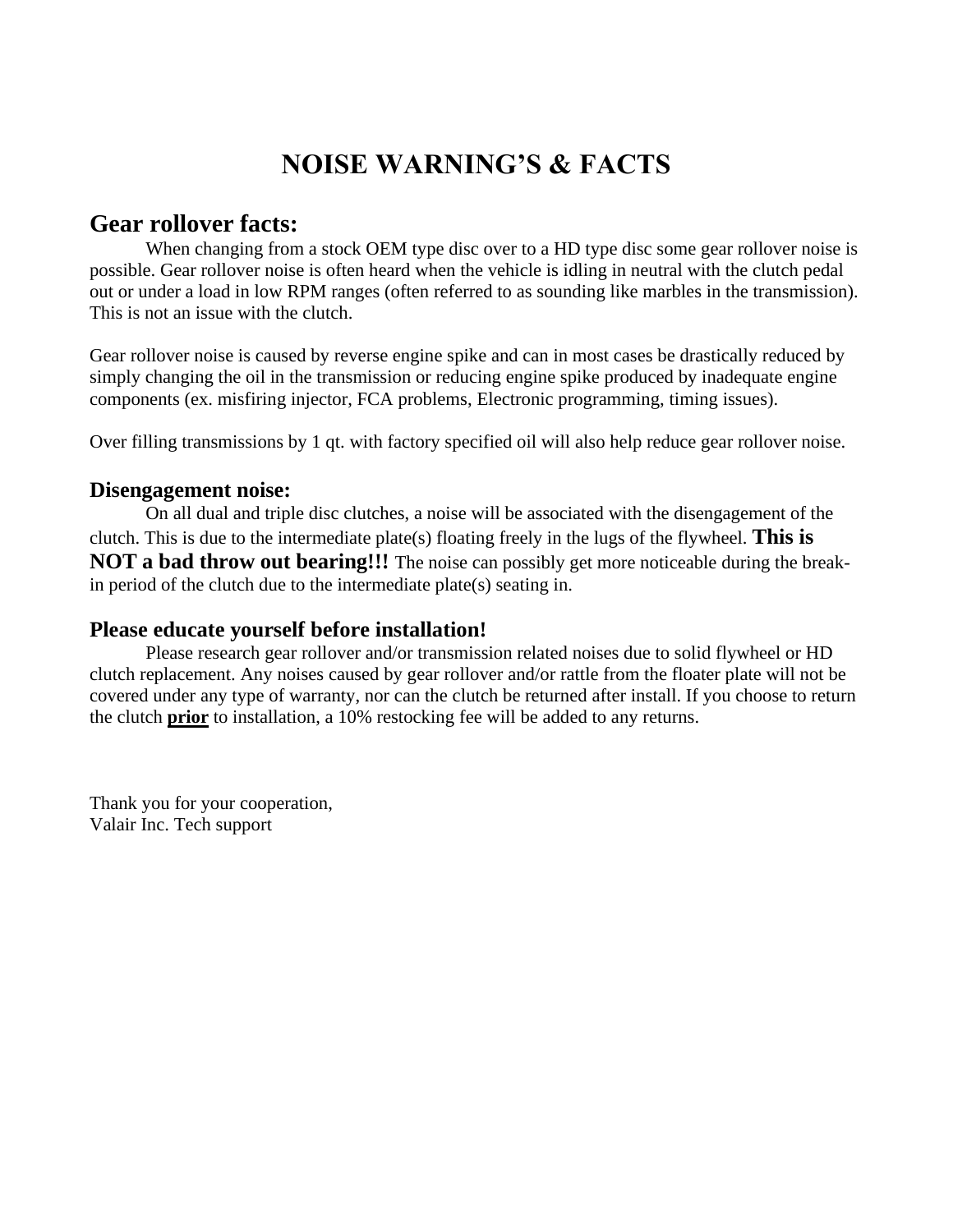# NOISE WARNING'S & FACTS

## Gear rollover facts:

When changing from a stock OEM type disc over to a HD type disc some gear rollover noise is possible. Gear rollover noise is often heard when the vehicle is idling in neutral with the clutch pedal out or under a load in low RPM ranges (often referred to as sounding like marbles in the transmission). This is not an issue with the clutch.

Gear rollover noise is caused by reverse engine spike and can in most cases be drastically reduced by simply changing the oil in the transmission or reducing engine spike produced by inadequate engine components (ex. misfiring injector, FCA problems, Electronic programming, timing issues).

Over filling transmissions by 1 qt. with factory specified oil will also help reduce gear rollover noise.

### Disengagement noise:

On all dual and triple disc clutches, a noise will be associated with the disengagement of the clutch. This is due to the intermediate plate(s) floating freely in the lugs of the flywheel. **This is NOT a bad throw out bearing!!!** The noise can possibly get more noticeable during the break-in period of the clutch due to the intermediate plate(s) seating in.

### Please educate yourself before installation!

Please research gear rollover and/or transmission related noises due to solid flywheel or HD clutch replacement. Any noises caused by gear rollover and/or rattle from the floater plate will not be covered under any type of warranty, nor can the clutch be returned after install. If you choose to return the clutch **prior** to installation, a 10% restocking fee will be added to any returns.

Thank you for your cooperation,
Valair Inc. Tech support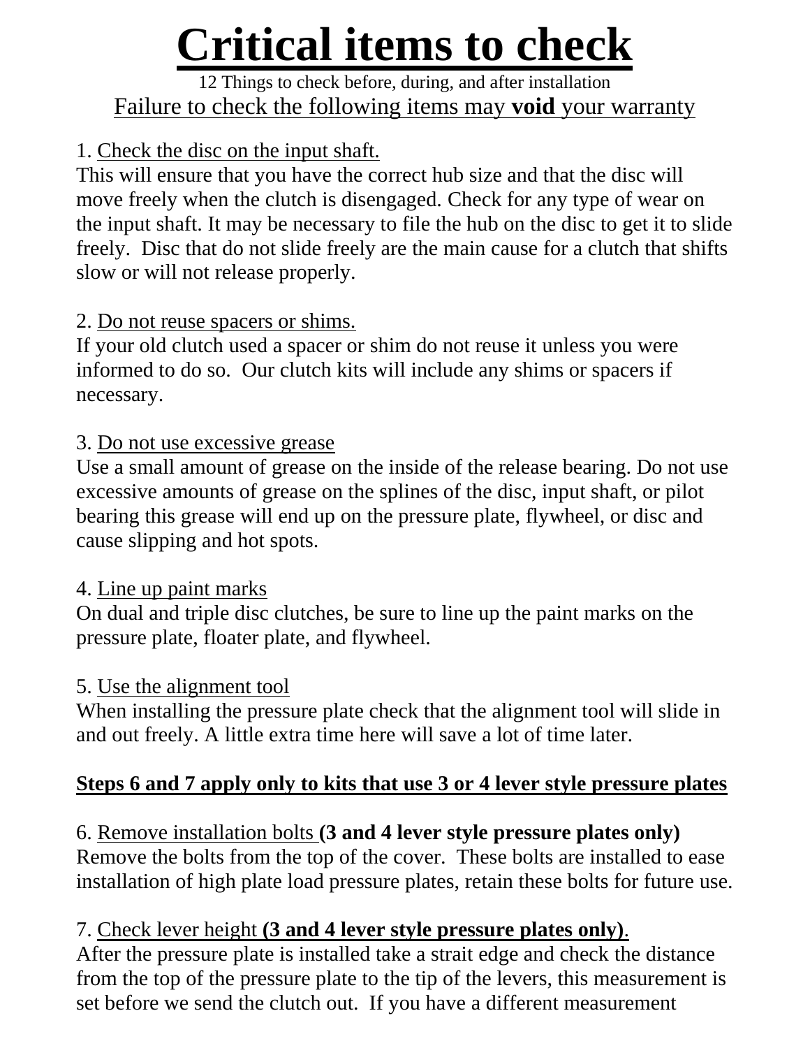# Critical items to check

12 Things to check before, during, and after installation

Failure to check the following items may **void** your warranty

1. Check the disc on the input shaft.
This will ensure that you have the correct hub size and that the disc will move freely when the clutch is disengaged. Check for any type of wear on the input shaft. It may be necessary to file the hub on the disc to get it to slide freely. Disc that do not slide freely are the main cause for a clutch that shifts slow or will not release properly.

2. Do not reuse spacers or shims.
If your old clutch used a spacer or shim do not reuse it unless you were informed to do so. Our clutch kits will include any shims or spacers if necessary.

3. Do not use excessive grease
Use a small amount of grease on the inside of the release bearing. Do not use excessive amounts of grease on the splines of the disc, input shaft, or pilot bearing this grease will end up on the pressure plate, flywheel, or disc and cause slipping and hot spots.

4. Line up paint marks
On dual and triple disc clutches, be sure to line up the paint marks on the pressure plate, floater plate, and flywheel.

5. Use the alignment tool
When installing the pressure plate check that the alignment tool will slide in and out freely. A little extra time here will save a lot of time later.

**Steps 6 and 7 apply only to kits that use 3 or 4 lever style pressure plates**

6. Remove installation bolts **(3 and 4 lever style pressure plates only)**
Remove the bolts from the top of the cover. These bolts are installed to ease installation of high plate load pressure plates, retain these bolts for future use.

7. Check lever height **(3 and 4 lever style pressure plates only)**.
After the pressure plate is installed take a strait edge and check the distance from the top of the pressure plate to the tip of the levers, this measurement is set before we send the clutch out. If you have a different measurement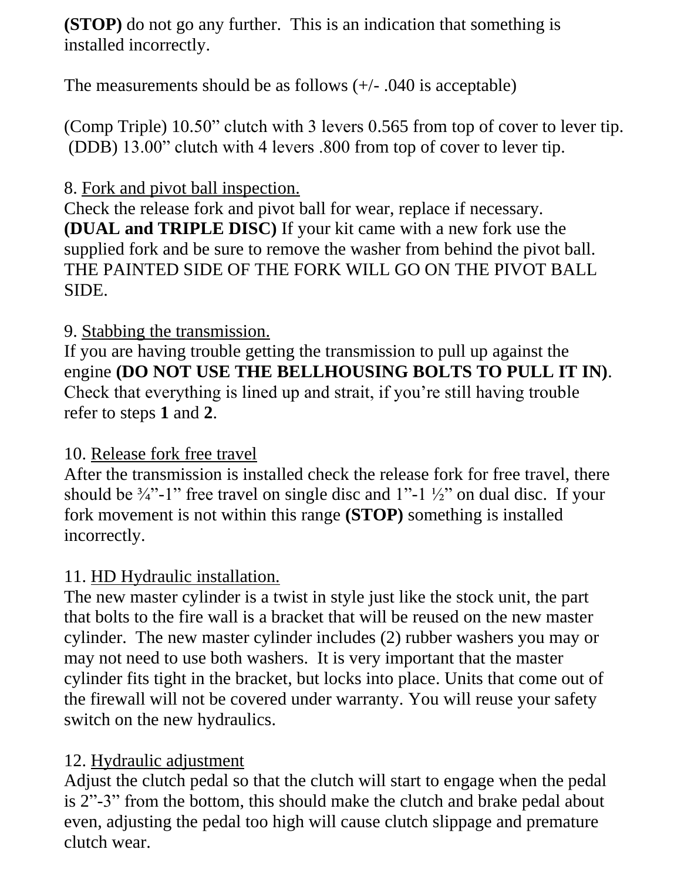**(STOP)** do not go any further. This is an indication that something is installed incorrectly.

The measurements should be as follows (+/- .040 is acceptable)

(Comp Triple) 10.50" clutch with 3 levers 0.565 from top of cover to lever tip.
(DDB) 13.00" clutch with 4 levers .800 from top of cover to lever tip.

8. <u>Fork and pivot ball inspection.</u>
Check the release fork and pivot ball for wear, replace if necessary.
**(DUAL and TRIPLE DISC)** If your kit came with a new fork use the supplied fork and be sure to remove the washer from behind the pivot ball. THE PAINTED SIDE OF THE FORK WILL GO ON THE PIVOT BALL SIDE.

9. <u>Stabbing the transmission.</u>
If you are having trouble getting the transmission to pull up against the engine **(DO NOT USE THE BELLHOUSING BOLTS TO PULL IT IN)**. Check that everything is lined up and strait, if you're still having trouble refer to steps **1** and **2**.

10. <u>Release fork free travel</u>
After the transmission is installed check the release fork for free travel, there should be ¾"-1" free travel on single disc and 1"-1 ½" on dual disc. If your fork movement is not within this range **(STOP)** something is installed incorrectly.

11. <u>HD Hydraulic installation.</u>
The new master cylinder is a twist in style just like the stock unit, the part that bolts to the fire wall is a bracket that will be reused on the new master cylinder. The new master cylinder includes (2) rubber washers you may or may not need to use both washers. It is very important that the master cylinder fits tight in the bracket, but locks into place. Units that come out of the firewall will not be covered under warranty. You will reuse your safety switch on the new hydraulics.

12. <u>Hydraulic adjustment</u>
Adjust the clutch pedal so that the clutch will start to engage when the pedal is 2"-3" from the bottom, this should make the clutch and brake pedal about even, adjusting the pedal too high will cause clutch slippage and premature clutch wear.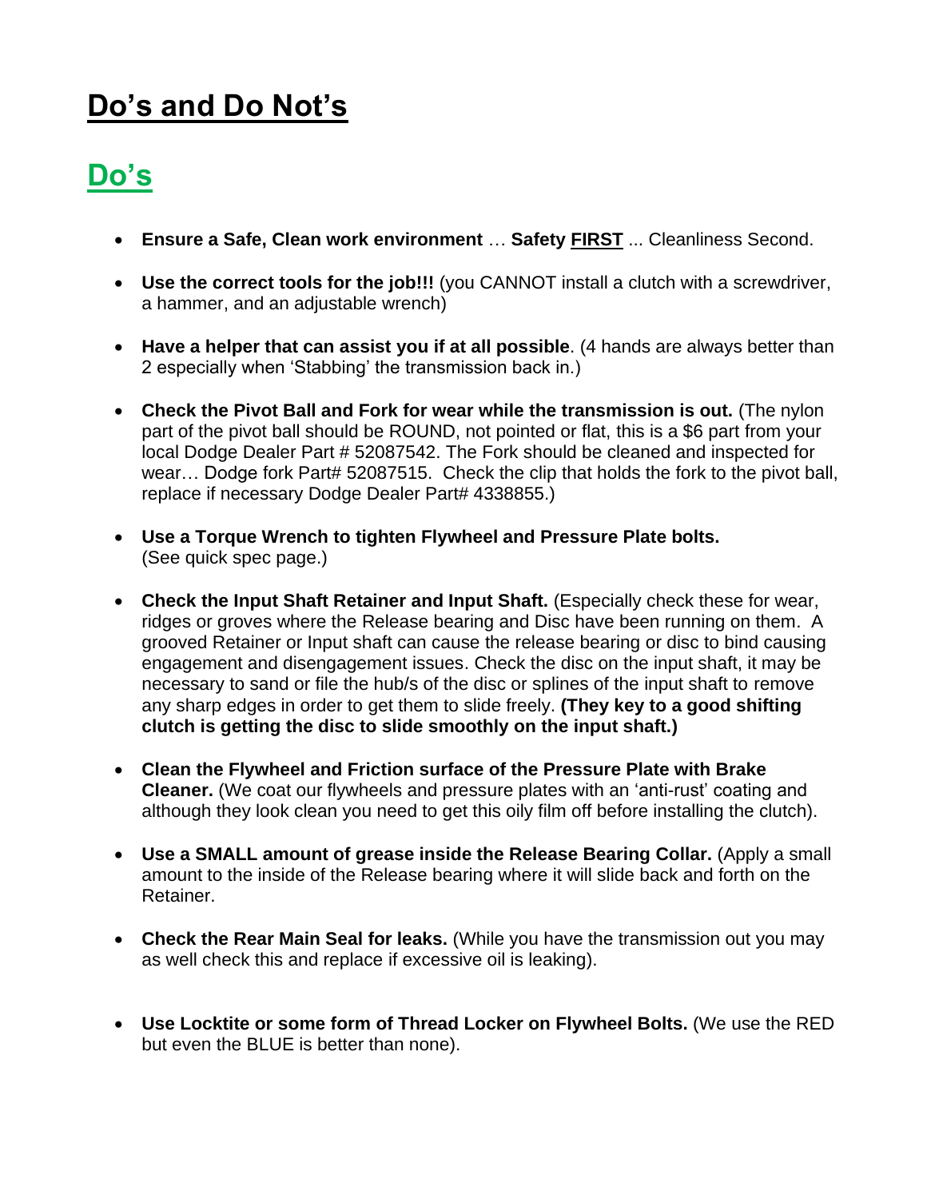# Do's and Do Not's

## Do's

- **Ensure a Safe, Clean work environment** … **Safety FIRST** ... Cleanliness Second.

- **Use the correct tools for the job!!!** (you CANNOT install a clutch with a screwdriver, a hammer, and an adjustable wrench)

- **Have a helper that can assist you if at all possible**. (4 hands are always better than 2 especially when 'Stabbing' the transmission back in.)

- **Check the Pivot Ball and Fork for wear while the transmission is out.** (The nylon part of the pivot ball should be ROUND, not pointed or flat, this is a $6 part from your local Dodge Dealer Part # 52087542. The Fork should be cleaned and inspected for wear… Dodge fork Part# 52087515. Check the clip that holds the fork to the pivot ball, replace if necessary Dodge Dealer Part# 4338855.)

- **Use a Torque Wrench to tighten Flywheel and Pressure Plate bolts.** (See quick spec page.)

- **Check the Input Shaft Retainer and Input Shaft.** (Especially check these for wear, ridges or groves where the Release bearing and Disc have been running on them. A grooved Retainer or Input shaft can cause the release bearing or disc to bind causing engagement and disengagement issues. Check the disc on the input shaft, it may be necessary to sand or file the hub/s of the disc or splines of the input shaft to remove any sharp edges in order to get them to slide freely. **(They key to a good shifting clutch is getting the disc to slide smoothly on the input shaft.)**

- **Clean the Flywheel and Friction surface of the Pressure Plate with Brake Cleaner.** (We coat our flywheels and pressure plates with an 'anti-rust' coating and although they look clean you need to get this oily film off before installing the clutch).

- **Use a SMALL amount of grease inside the Release Bearing Collar.** (Apply a small amount to the inside of the Release bearing where it will slide back and forth on the Retainer.

- **Check the Rear Main Seal for leaks.** (While you have the transmission out you may as well check this and replace if excessive oil is leaking).

- **Use Locktite or some form of Thread Locker on Flywheel Bolts.** (We use the RED but even the BLUE is better than none).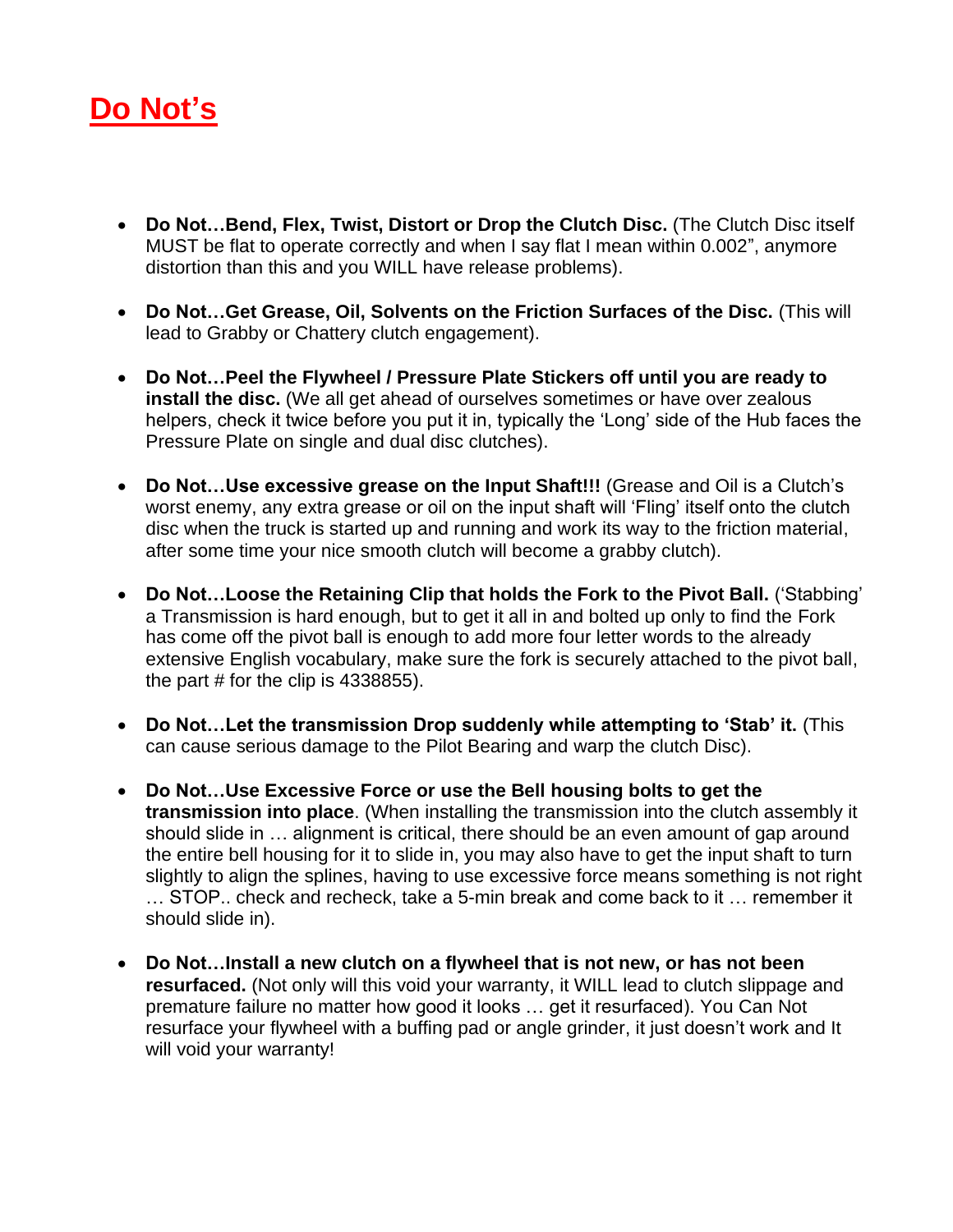# Do Not's

- **Do Not…Bend, Flex, Twist, Distort or Drop the Clutch Disc.** (The Clutch Disc itself MUST be flat to operate correctly and when I say flat I mean within 0.002", anymore distortion than this and you WILL have release problems).

- **Do Not…Get Grease, Oil, Solvents on the Friction Surfaces of the Disc.** (This will lead to Grabby or Chattery clutch engagement).

- **Do Not…Peel the Flywheel / Pressure Plate Stickers off until you are ready to install the disc.** (We all get ahead of ourselves sometimes or have over zealous helpers, check it twice before you put it in, typically the 'Long' side of the Hub faces the Pressure Plate on single and dual disc clutches).

- **Do Not…Use excessive grease on the Input Shaft!!!** (Grease and Oil is a Clutch's worst enemy, any extra grease or oil on the input shaft will 'Fling' itself onto the clutch disc when the truck is started up and running and work its way to the friction material, after some time your nice smooth clutch will become a grabby clutch).

- **Do Not…Loose the Retaining Clip that holds the Fork to the Pivot Ball.** ('Stabbing' a Transmission is hard enough, but to get it all in and bolted up only to find the Fork has come off the pivot ball is enough to add more four letter words to the already extensive English vocabulary, make sure the fork is securely attached to the pivot ball, the part # for the clip is 4338855).

- **Do Not…Let the transmission Drop suddenly while attempting to 'Stab' it.** (This can cause serious damage to the Pilot Bearing and warp the clutch Disc).

- **Do Not…Use Excessive Force or use the Bell housing bolts to get the transmission into place**. (When installing the transmission into the clutch assembly it should slide in … alignment is critical, there should be an even amount of gap around the entire bell housing for it to slide in, you may also have to get the input shaft to turn slightly to align the splines, having to use excessive force means something is not right … STOP.. check and recheck, take a 5-min break and come back to it … remember it should slide in).

- **Do Not…Install a new clutch on a flywheel that is not new, or has not been resurfaced.** (Not only will this void your warranty, it WILL lead to clutch slippage and premature failure no matter how good it looks … get it resurfaced). You Can Not resurface your flywheel with a buffing pad or angle grinder, it just doesn't work and It will void your warranty!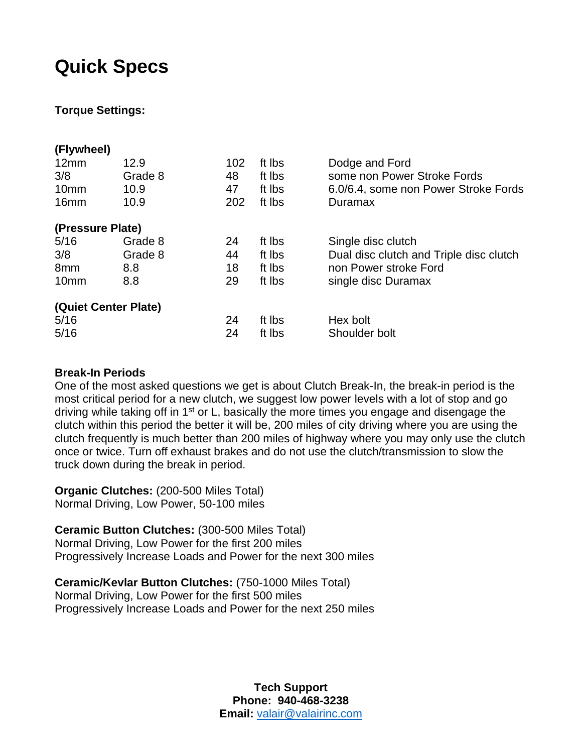# Quick Specs

**Torque Settings:**

| **(Flywheel)** | | | | |
|---|---|---|---|---|
| 12mm | 12.9 | 102 | ft lbs | Dodge and Ford |
| 3/8 | Grade 8 | 48 | ft lbs | some non Power Stroke Fords |
| 10mm | 10.9 | 47 | ft lbs | 6.0/6.4, some non Power Stroke Fords |
| 16mm | 10.9 | 202 | ft lbs | Duramax |
| **(Pressure Plate)** | | | | |
| 5/16 | Grade 8 | 24 | ft lbs | Single disc clutch |
| 3/8 | Grade 8 | 44 | ft lbs | Dual disc clutch and Triple disc clutch |
| 8mm | 8.8 | 18 | ft lbs | non Power stroke Ford |
| 10mm | 8.8 | 29 | ft lbs | single disc Duramax |
| **(Quiet Center Plate)** | | | | |
| 5/16 | | 24 | ft lbs | Hex bolt |
| 5/16 | | 24 | ft lbs | Shoulder bolt |

**Break-In Periods**

One of the most asked questions we get is about Clutch Break-In, the break-in period is the most critical period for a new clutch, we suggest low power levels with a lot of stop and go driving while taking off in 1st or L, basically the more times you engage and disengage the clutch within this period the better it will be, 200 miles of city driving where you are using the clutch frequently is much better than 200 miles of highway where you may only use the clutch once or twice. Turn off exhaust brakes and do not use the clutch/transmission to slow the truck down during the break in period.

**Organic Clutches:** (200-500 Miles Total)
Normal Driving, Low Power, 50-100 miles

**Ceramic Button Clutches:** (300-500 Miles Total)
Normal Driving, Low Power for the first 200 miles
Progressively Increase Loads and Power for the next 300 miles

**Ceramic/Kevlar Button Clutches:** (750-1000 Miles Total)
Normal Driving, Low Power for the first 500 miles
Progressively Increase Loads and Power for the next 250 miles

**Tech Support**
**Phone: 940-468-3238**
**Email:** valair@valairinc.com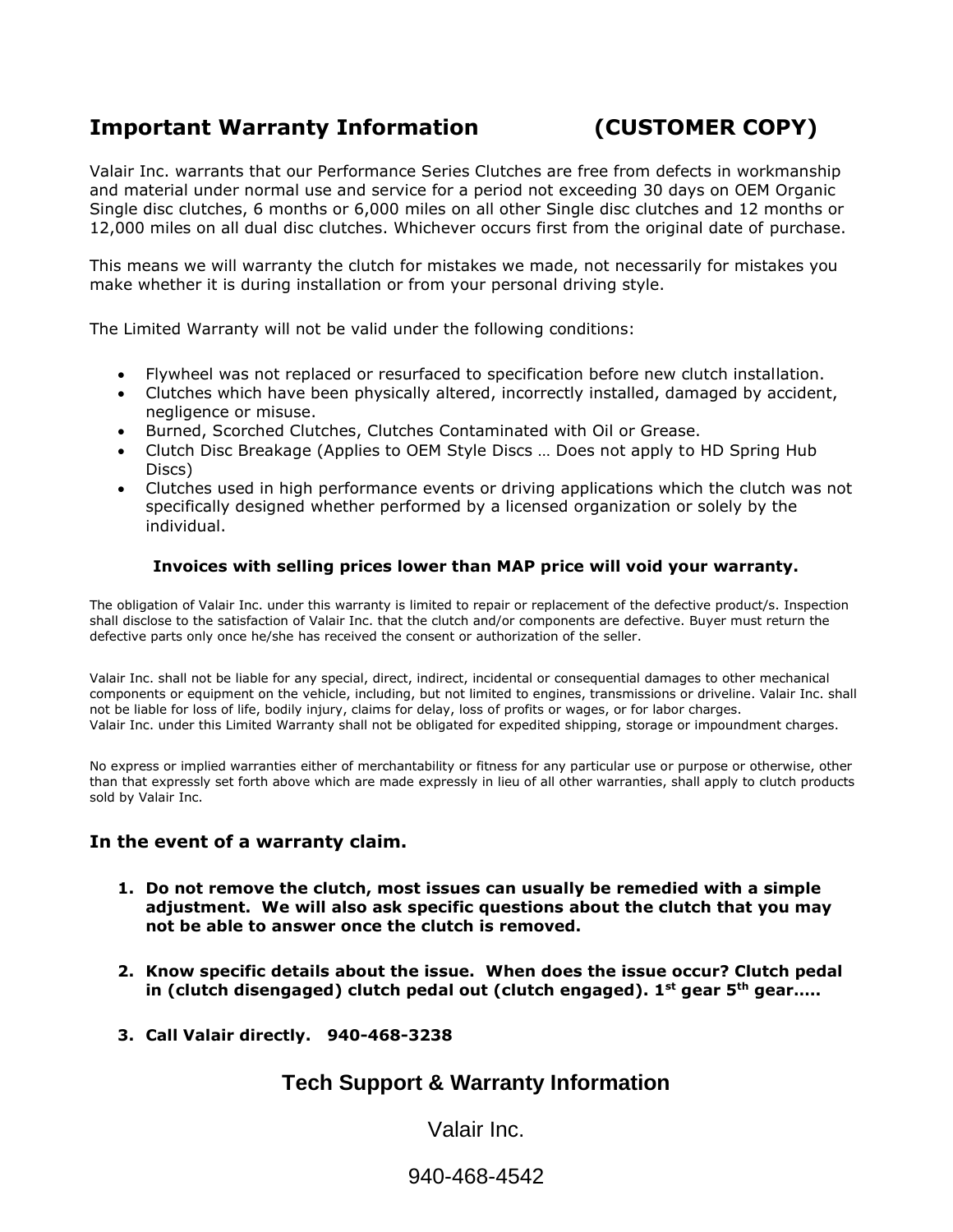## Important Warranty Information (CUSTOMER COPY)

Valair Inc. warrants that our Performance Series Clutches are free from defects in workmanship and material under normal use and service for a period not exceeding 30 days on OEM Organic Single disc clutches, 6 months or 6,000 miles on all other Single disc clutches and 12 months or 12,000 miles on all dual disc clutches. Whichever occurs first from the original date of purchase.

This means we will warranty the clutch for mistakes we made, not necessarily for mistakes you make whether it is during installation or from your personal driving style.

The Limited Warranty will not be valid under the following conditions:

- Flywheel was not replaced or resurfaced to specification before new clutch installation.
- Clutches which have been physically altered, incorrectly installed, damaged by accident, negligence or misuse.
- Burned, Scorched Clutches, Clutches Contaminated with Oil or Grease.
- Clutch Disc Breakage (Applies to OEM Style Discs … Does not apply to HD Spring Hub Discs)
- Clutches used in high performance events or driving applications which the clutch was not specifically designed whether performed by a licensed organization or solely by the individual.

**Invoices with selling prices lower than MAP price will void your warranty.**

The obligation of Valair Inc. under this warranty is limited to repair or replacement of the defective product/s. Inspection shall disclose to the satisfaction of Valair Inc. that the clutch and/or components are defective. Buyer must return the defective parts only once he/she has received the consent or authorization of the seller.

Valair Inc. shall not be liable for any special, direct, indirect, incidental or consequential damages to other mechanical components or equipment on the vehicle, including, but not limited to engines, transmissions or driveline. Valair Inc. shall not be liable for loss of life, bodily injury, claims for delay, loss of profits or wages, or for labor charges.
Valair Inc. under this Limited Warranty shall not be obligated for expedited shipping, storage or impoundment charges.

No express or implied warranties either of merchantability or fitness for any particular use or purpose or otherwise, other than that expressly set forth above which are made expressly in lieu of all other warranties, shall apply to clutch products sold by Valair Inc.

### In the event of a warranty claim.

1. **Do not remove the clutch, most issues can usually be remedied with a simple adjustment. We will also ask specific questions about the clutch that you may not be able to answer once the clutch is removed.**
2. **Know specific details about the issue. When does the issue occur? Clutch pedal in (clutch disengaged) clutch pedal out (clutch engaged). 1st gear 5th gear…..**
3. **Call Valair directly. 940-468-3238**

## Tech Support & Warranty Information

Valair Inc.

940-468-4542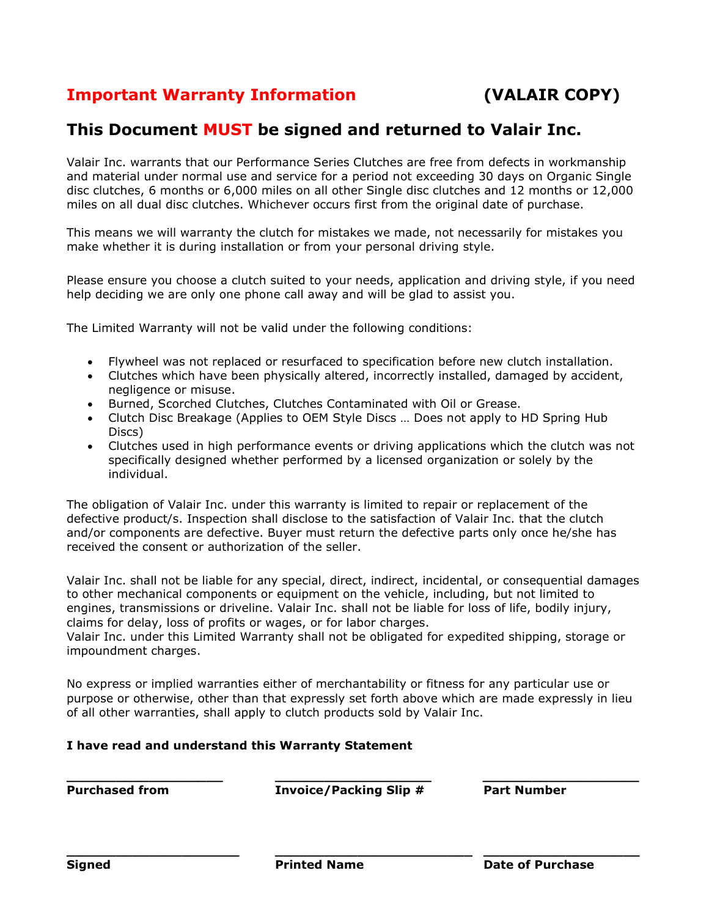## Important Warranty Information (VALAIR COPY)

## This Document MUST be signed and returned to Valair Inc.

Valair Inc. warrants that our Performance Series Clutches are free from defects in workmanship and material under normal use and service for a period not exceeding 30 days on Organic Single disc clutches, 6 months or 6,000 miles on all other Single disc clutches and 12 months or 12,000 miles on all dual disc clutches. Whichever occurs first from the original date of purchase.

This means we will warranty the clutch for mistakes we made, not necessarily for mistakes you make whether it is during installation or from your personal driving style.

Please ensure you choose a clutch suited to your needs, application and driving style, if you need help deciding we are only one phone call away and will be glad to assist you.

The Limited Warranty will not be valid under the following conditions:

- Flywheel was not replaced or resurfaced to specification before new clutch installation.
- Clutches which have been physically altered, incorrectly installed, damaged by accident, negligence or misuse.
- Burned, Scorched Clutches, Clutches Contaminated with Oil or Grease.
- Clutch Disc Breakage (Applies to OEM Style Discs … Does not apply to HD Spring Hub Discs)
- Clutches used in high performance events or driving applications which the clutch was not specifically designed whether performed by a licensed organization or solely by the individual.

The obligation of Valair Inc. under this warranty is limited to repair or replacement of the defective product/s. Inspection shall disclose to the satisfaction of Valair Inc. that the clutch and/or components are defective. Buyer must return the defective parts only once he/she has received the consent or authorization of the seller.

Valair Inc. shall not be liable for any special, direct, indirect, incidental, or consequential damages to other mechanical components or equipment on the vehicle, including, but not limited to engines, transmissions or driveline. Valair Inc. shall not be liable for loss of life, bodily injury, claims for delay, loss of profits or wages, or for labor charges.
Valair Inc. under this Limited Warranty shall not be obligated for expedited shipping, storage or impoundment charges.

No express or implied warranties either of merchantability or fitness for any particular use or purpose or otherwise, other than that expressly set forth above which are made expressly in lieu of all other warranties, shall apply to clutch products sold by Valair Inc.

**I have read and understand this Warranty Statement**

| | | |
|---|---|---|
| ____________________ | ____________________ | ____________________ |
| **Purchased from** | **Invoice/Packing Slip #** | **Part Number** |
| ____________________ | ____________________ | ____________________ |
| **Signed** | **Printed Name** | **Date of Purchase** |